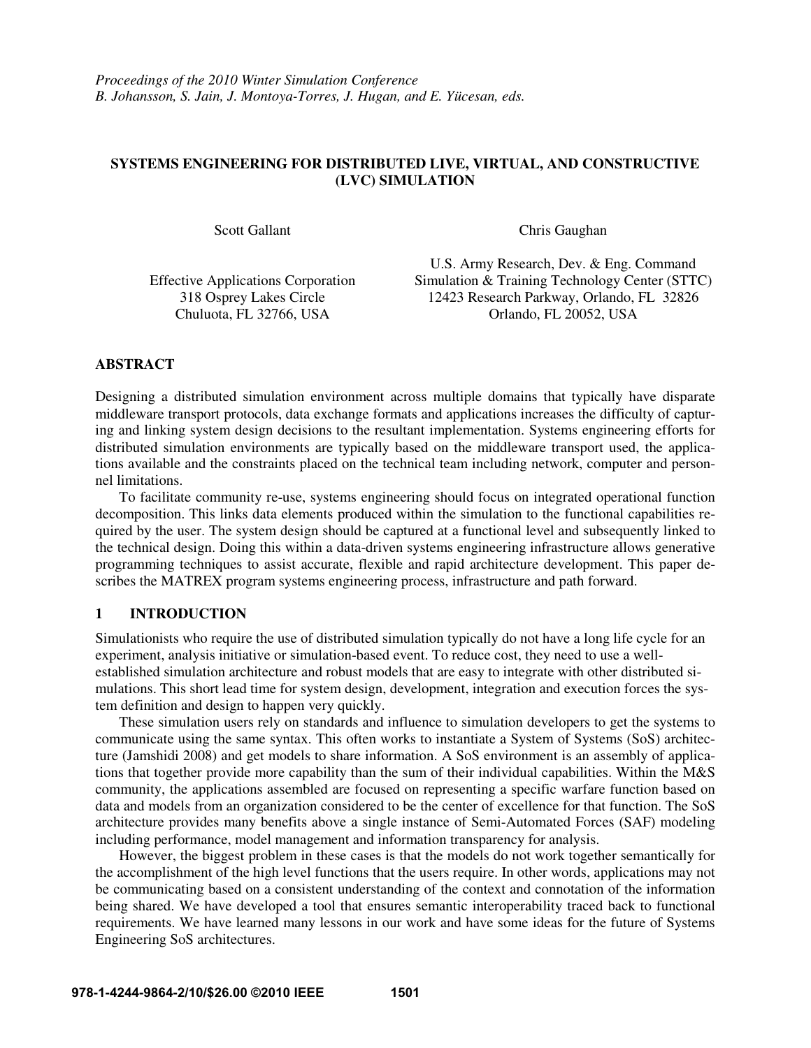*Proceedings of the 2010 Winter Simulation Conference*
*B. Johansson, S. Jain, J. Montoya-Torres, J. Hugan, and E. Yücesan, eds.*

# SYSTEMS ENGINEERING FOR DISTRIBUTED LIVE, VIRTUAL, AND CONSTRUCTIVE (LVC) SIMULATION

Scott Gallant

Effective Applications Corporation
318 Osprey Lakes Circle
Chuluota, FL 32766, USA

Chris Gaughan

U.S. Army Research, Dev. & Eng. Command
Simulation & Training Technology Center (STTC)
12423 Research Parkway, Orlando, FL 32826
Orlando, FL 20052, USA

## ABSTRACT

Designing a distributed simulation environment across multiple domains that typically have disparate middleware transport protocols, data exchange formats and applications increases the difficulty of capturing and linking system design decisions to the resultant implementation. Systems engineering efforts for distributed simulation environments are typically based on the middleware transport used, the applications available and the constraints placed on the technical team including network, computer and personnel limitations.

To facilitate community re-use, systems engineering should focus on integrated operational function decomposition. This links data elements produced within the simulation to the functional capabilities required by the user. The system design should be captured at a functional level and subsequently linked to the technical design. Doing this within a data-driven systems engineering infrastructure allows generative programming techniques to assist accurate, flexible and rapid architecture development. This paper describes the MATREX program systems engineering process, infrastructure and path forward.

## 1 INTRODUCTION

Simulationists who require the use of distributed simulation typically do not have a long life cycle for an experiment, analysis initiative or simulation-based event. To reduce cost, they need to use a well-established simulation architecture and robust models that are easy to integrate with other distributed simulations. This short lead time for system design, development, integration and execution forces the system definition and design to happen very quickly.

These simulation users rely on standards and influence to simulation developers to get the systems to communicate using the same syntax. This often works to instantiate a System of Systems (SoS) architecture (Jamshidi 2008) and get models to share information. A SoS environment is an assembly of applications that together provide more capability than the sum of their individual capabilities. Within the M&S community, the applications assembled are focused on representing a specific warfare function based on data and models from an organization considered to be the center of excellence for that function. The SoS architecture provides many benefits above a single instance of Semi-Automated Forces (SAF) modeling including performance, model management and information transparency for analysis.

However, the biggest problem in these cases is that the models do not work together semantically for the accomplishment of the high level functions that the users require. In other words, applications may not be communicating based on a consistent understanding of the context and connotation of the information being shared. We have developed a tool that ensures semantic interoperability traced back to functional requirements. We have learned many lessons in our work and have some ideas for the future of Systems Engineering SoS architectures.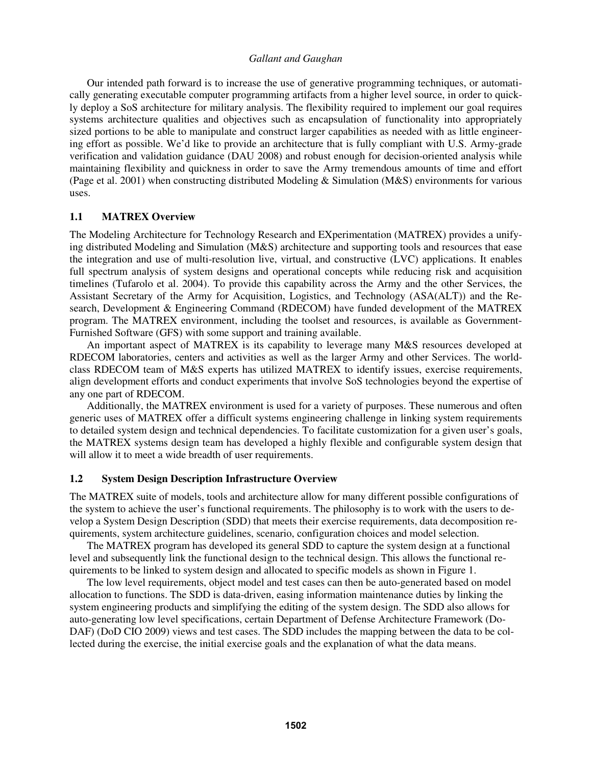Our intended path forward is to increase the use of generative programming techniques, or automatically generating executable computer programming artifacts from a higher level source, in order to quickly deploy a SoS architecture for military analysis. The flexibility required to implement our goal requires systems architecture qualities and objectives such as encapsulation of functionality into appropriately sized portions to be able to manipulate and construct larger capabilities as needed with as little engineering effort as possible. We'd like to provide an architecture that is fully compliant with U.S. Army-grade verification and validation guidance (DAU 2008) and robust enough for decision-oriented analysis while maintaining flexibility and quickness in order to save the Army tremendous amounts of time and effort (Page et al. 2001) when constructing distributed Modeling & Simulation (M&S) environments for various uses.

## 1.1 MATREX Overview

The Modeling Architecture for Technology Research and EXperimentation (MATREX) provides a unifying distributed Modeling and Simulation (M&S) architecture and supporting tools and resources that ease the integration and use of multi-resolution live, virtual, and constructive (LVC) applications. It enables full spectrum analysis of system designs and operational concepts while reducing risk and acquisition timelines (Tufarolo et al. 2004). To provide this capability across the Army and the other Services, the Assistant Secretary of the Army for Acquisition, Logistics, and Technology (ASA(ALT)) and the Research, Development & Engineering Command (RDECOM) have funded development of the MATREX program. The MATREX environment, including the toolset and resources, is available as Government-Furnished Software (GFS) with some support and training available.

An important aspect of MATREX is its capability to leverage many M&S resources developed at RDECOM laboratories, centers and activities as well as the larger Army and other Services. The world-class RDECOM team of M&S experts has utilized MATREX to identify issues, exercise requirements, align development efforts and conduct experiments that involve SoS technologies beyond the expertise of any one part of RDECOM.

Additionally, the MATREX environment is used for a variety of purposes. These numerous and often generic uses of MATREX offer a difficult systems engineering challenge in linking system requirements to detailed system design and technical dependencies. To facilitate customization for a given user's goals, the MATREX systems design team has developed a highly flexible and configurable system design that will allow it to meet a wide breadth of user requirements.

## 1.2 System Design Description Infrastructure Overview

The MATREX suite of models, tools and architecture allow for many different possible configurations of the system to achieve the user's functional requirements. The philosophy is to work with the users to develop a System Design Description (SDD) that meets their exercise requirements, data decomposition requirements, system architecture guidelines, scenario, configuration choices and model selection.

The MATREX program has developed its general SDD to capture the system design at a functional level and subsequently link the functional design to the technical design. This allows the functional requirements to be linked to system design and allocated to specific models as shown in Figure 1.

The low level requirements, object model and test cases can then be auto-generated based on model allocation to functions. The SDD is data-driven, easing information maintenance duties by linking the system engineering products and simplifying the editing of the system design. The SDD also allows for auto-generating low level specifications, certain Department of Defense Architecture Framework (DoDAF) (DoD CIO 2009) views and test cases. The SDD includes the mapping between the data to be collected during the exercise, the initial exercise goals and the explanation of what the data means.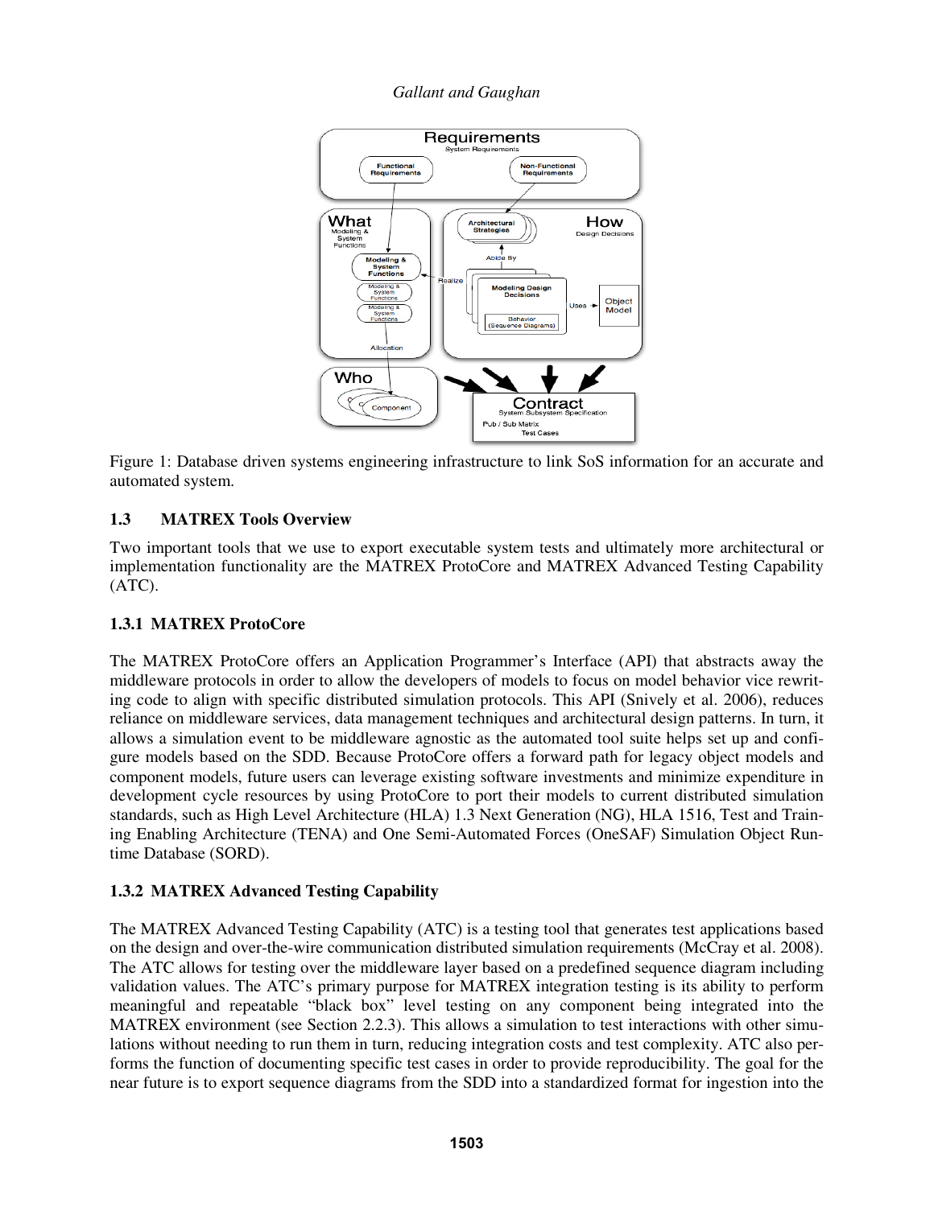Figure 1: Database driven systems engineering infrastructure to link SoS information for an accurate and automated system.

## 1.3 MATREX Tools Overview

Two important tools that we use to export executable system tests and ultimately more architectural or implementation functionality are the MATREX ProtoCore and MATREX Advanced Testing Capability (ATC).

### 1.3.1 MATREX ProtoCore

The MATREX ProtoCore offers an Application Programmer's Interface (API) that abstracts away the middleware protocols in order to allow the developers of models to focus on model behavior vice rewriting code to align with specific distributed simulation protocols. This API (Snively et al. 2006), reduces reliance on middleware services, data management techniques and architectural design patterns. In turn, it allows a simulation event to be middleware agnostic as the automated tool suite helps set up and configure models based on the SDD. Because ProtoCore offers a forward path for legacy object models and component models, future users can leverage existing software investments and minimize expenditure in development cycle resources by using ProtoCore to port their models to current distributed simulation standards, such as High Level Architecture (HLA) 1.3 Next Generation (NG), HLA 1516, Test and Training Enabling Architecture (TENA) and One Semi-Automated Forces (OneSAF) Simulation Object Runtime Database (SORD).

### 1.3.2 MATREX Advanced Testing Capability

The MATREX Advanced Testing Capability (ATC) is a testing tool that generates test applications based on the design and over-the-wire communication distributed simulation requirements (McCray et al. 2008). The ATC allows for testing over the middleware layer based on a predefined sequence diagram including validation values. The ATC's primary purpose for MATREX integration testing is its ability to perform meaningful and repeatable "black box" level testing on any component being integrated into the MATREX environment (see Section 2.2.3). This allows a simulation to test interactions with other simulations without needing to run them in turn, reducing integration costs and test complexity. ATC also performs the function of documenting specific test cases in order to provide reproducibility. The goal for the near future is to export sequence diagrams from the SDD into a standardized format for ingestion into the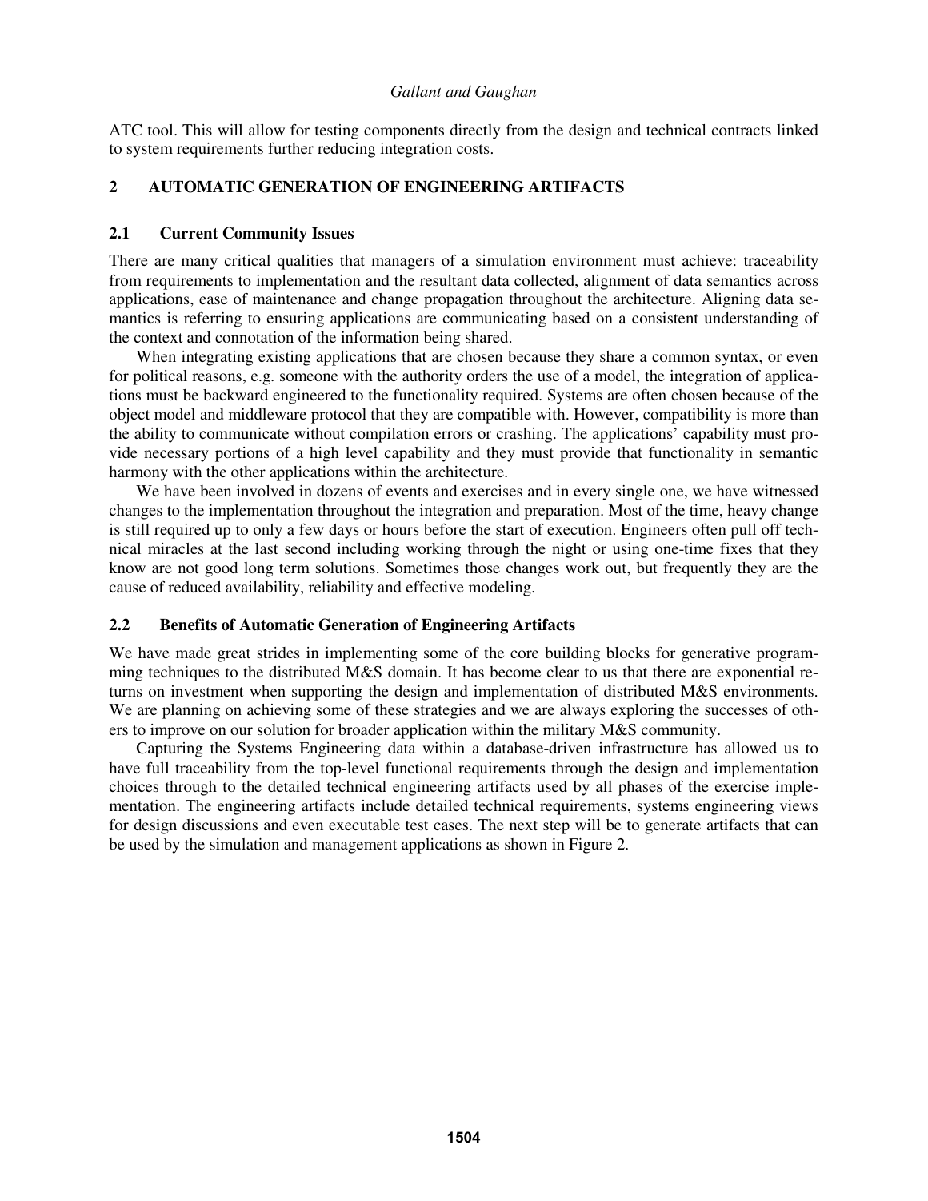ATC tool. This will allow for testing components directly from the design and technical contracts linked to system requirements further reducing integration costs.

## 2 AUTOMATIC GENERATION OF ENGINEERING ARTIFACTS

### 2.1 Current Community Issues

There are many critical qualities that managers of a simulation environment must achieve: traceability from requirements to implementation and the resultant data collected, alignment of data semantics across applications, ease of maintenance and change propagation throughout the architecture. Aligning data semantics is referring to ensuring applications are communicating based on a consistent understanding of the context and connotation of the information being shared.

When integrating existing applications that are chosen because they share a common syntax, or even for political reasons, e.g. someone with the authority orders the use of a model, the integration of applications must be backward engineered to the functionality required. Systems are often chosen because of the object model and middleware protocol that they are compatible with. However, compatibility is more than the ability to communicate without compilation errors or crashing. The applications' capability must provide necessary portions of a high level capability and they must provide that functionality in semantic harmony with the other applications within the architecture.

We have been involved in dozens of events and exercises and in every single one, we have witnessed changes to the implementation throughout the integration and preparation. Most of the time, heavy change is still required up to only a few days or hours before the start of execution. Engineers often pull off technical miracles at the last second including working through the night or using one-time fixes that they know are not good long term solutions. Sometimes those changes work out, but frequently they are the cause of reduced availability, reliability and effective modeling.

### 2.2 Benefits of Automatic Generation of Engineering Artifacts

We have made great strides in implementing some of the core building blocks for generative programming techniques to the distributed M&S domain. It has become clear to us that there are exponential returns on investment when supporting the design and implementation of distributed M&S environments. We are planning on achieving some of these strategies and we are always exploring the successes of others to improve on our solution for broader application within the military M&S community.

Capturing the Systems Engineering data within a database-driven infrastructure has allowed us to have full traceability from the top-level functional requirements through the design and implementation choices through to the detailed technical engineering artifacts used by all phases of the exercise implementation. The engineering artifacts include detailed technical requirements, systems engineering views for design discussions and even executable test cases. The next step will be to generate artifacts that can be used by the simulation and management applications as shown in Figure 2.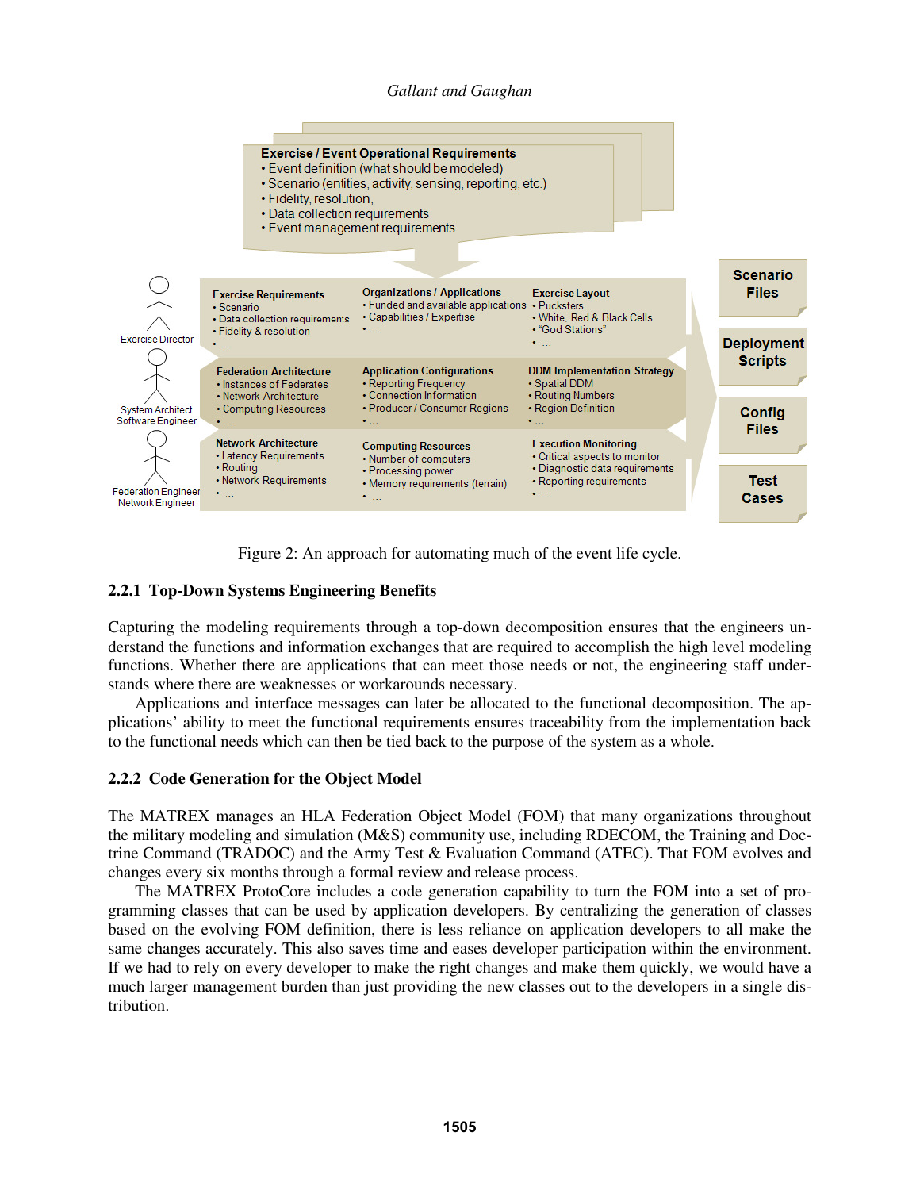**Exercise / Event Operational Requirements**
- Event definition (what should be modeled)
- Scenario (entities, activity, sensing, reporting, etc.)
- Fidelity, resolution,
- Data collection requirements
- Event management requirements

Exercise Director

System Architect
Software Engineer

Federation Engineer
Network Engineer

**Exercise Requirements**
- Scenario
- Data collection requirements
- Fidelity & resolution
- …

**Organizations / Applications**
- Funded and available applications
- Capabilities / Expertise
- …

**Exercise Layout**
- Pucksters
- White, Red & Black Cells
- "God Stations"
- …

**Federation Architecture**
- Instances of Federates
- Network Architecture
- Computing Resources
- …

**Application Configurations**
- Reporting Frequency
- Connection Information
- Producer / Consumer Regions
- …

**DDM Implementation Strategy**
- Spatial DDM
- Routing Numbers
- Region Definition
- …

**Network Architecture**
- Latency Requirements
- Routing
- Network Requirements
- …

**Computing Resources**
- Number of computers
- Processing power
- Memory requirements (terrain)
- …

**Execution Monitoring**
- Critical aspects to monitor
- Diagnostic data requirements
- Reporting requirements
- …

**Scenario Files**

**Deployment Scripts**

**Config Files**

**Test Cases**

Figure 2: An approach for automating much of the event life cycle.

### 2.2.1 Top-Down Systems Engineering Benefits

Capturing the modeling requirements through a top-down decomposition ensures that the engineers understand the functions and information exchanges that are required to accomplish the high level modeling functions. Whether there are applications that can meet those needs or not, the engineering staff understands where there are weaknesses or workarounds necessary.

Applications and interface messages can later be allocated to the functional decomposition. The applications' ability to meet the functional requirements ensures traceability from the implementation back to the functional needs which can then be tied back to the purpose of the system as a whole.

### 2.2.2 Code Generation for the Object Model

The MATREX manages an HLA Federation Object Model (FOM) that many organizations throughout the military modeling and simulation (M&S) community use, including RDECOM, the Training and Doctrine Command (TRADOC) and the Army Test & Evaluation Command (ATEC). That FOM evolves and changes every six months through a formal review and release process.

The MATREX ProtoCore includes a code generation capability to turn the FOM into a set of programming classes that can be used by application developers. By centralizing the generation of classes based on the evolving FOM definition, there is less reliance on application developers to all make the same changes accurately. This also saves time and eases developer participation within the environment. If we had to rely on every developer to make the right changes and make them quickly, we would have a much larger management burden than just providing the new classes out to the developers in a single distribution.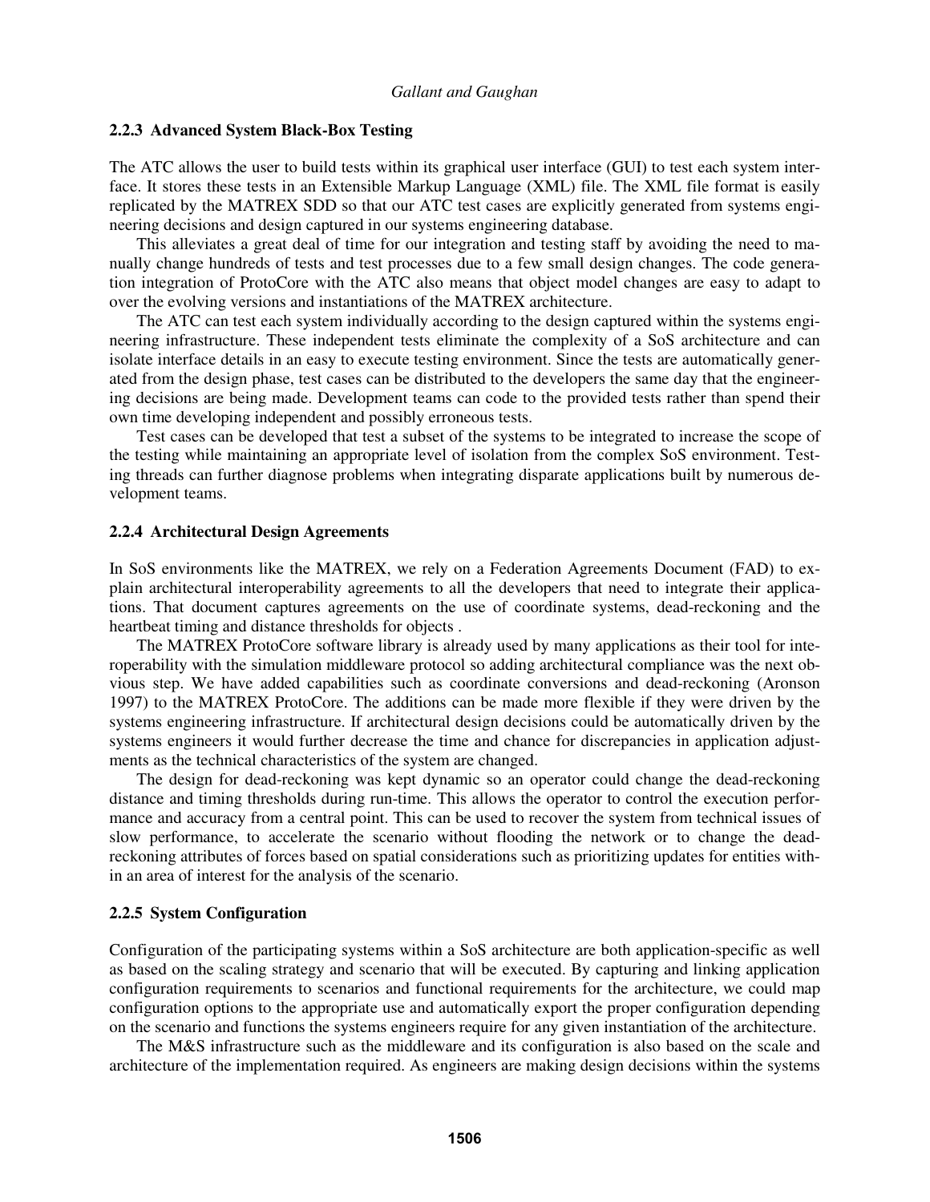### 2.2.3 Advanced System Black-Box Testing

The ATC allows the user to build tests within its graphical user interface (GUI) to test each system interface. It stores these tests in an Extensible Markup Language (XML) file. The XML file format is easily replicated by the MATREX SDD so that our ATC test cases are explicitly generated from systems engineering decisions and design captured in our systems engineering database.

This alleviates a great deal of time for our integration and testing staff by avoiding the need to manually change hundreds of tests and test processes due to a few small design changes. The code generation integration of ProtoCore with the ATC also means that object model changes are easy to adapt to over the evolving versions and instantiations of the MATREX architecture.

The ATC can test each system individually according to the design captured within the systems engineering infrastructure. These independent tests eliminate the complexity of a SoS architecture and can isolate interface details in an easy to execute testing environment. Since the tests are automatically generated from the design phase, test cases can be distributed to the developers the same day that the engineering decisions are being made. Development teams can code to the provided tests rather than spend their own time developing independent and possibly erroneous tests.

Test cases can be developed that test a subset of the systems to be integrated to increase the scope of the testing while maintaining an appropriate level of isolation from the complex SoS environment. Testing threads can further diagnose problems when integrating disparate applications built by numerous development teams.

### 2.2.4 Architectural Design Agreements

In SoS environments like the MATREX, we rely on a Federation Agreements Document (FAD) to explain architectural interoperability agreements to all the developers that need to integrate their applications. That document captures agreements on the use of coordinate systems, dead-reckoning and the heartbeat timing and distance thresholds for objects .

The MATREX ProtoCore software library is already used by many applications as their tool for interoperability with the simulation middleware protocol so adding architectural compliance was the next obvious step. We have added capabilities such as coordinate conversions and dead-reckoning (Aronson 1997) to the MATREX ProtoCore. The additions can be made more flexible if they were driven by the systems engineering infrastructure. If architectural design decisions could be automatically driven by the systems engineers it would further decrease the time and chance for discrepancies in application adjustments as the technical characteristics of the system are changed.

The design for dead-reckoning was kept dynamic so an operator could change the dead-reckoning distance and timing thresholds during run-time. This allows the operator to control the execution performance and accuracy from a central point. This can be used to recover the system from technical issues of slow performance, to accelerate the scenario without flooding the network or to change the dead-reckoning attributes of forces based on spatial considerations such as prioritizing updates for entities within an area of interest for the analysis of the scenario.

### 2.2.5 System Configuration

Configuration of the participating systems within a SoS architecture are both application-specific as well as based on the scaling strategy and scenario that will be executed. By capturing and linking application configuration requirements to scenarios and functional requirements for the architecture, we could map configuration options to the appropriate use and automatically export the proper configuration depending on the scenario and functions the systems engineers require for any given instantiation of the architecture.

The M&S infrastructure such as the middleware and its configuration is also based on the scale and architecture of the implementation required. As engineers are making design decisions within the systems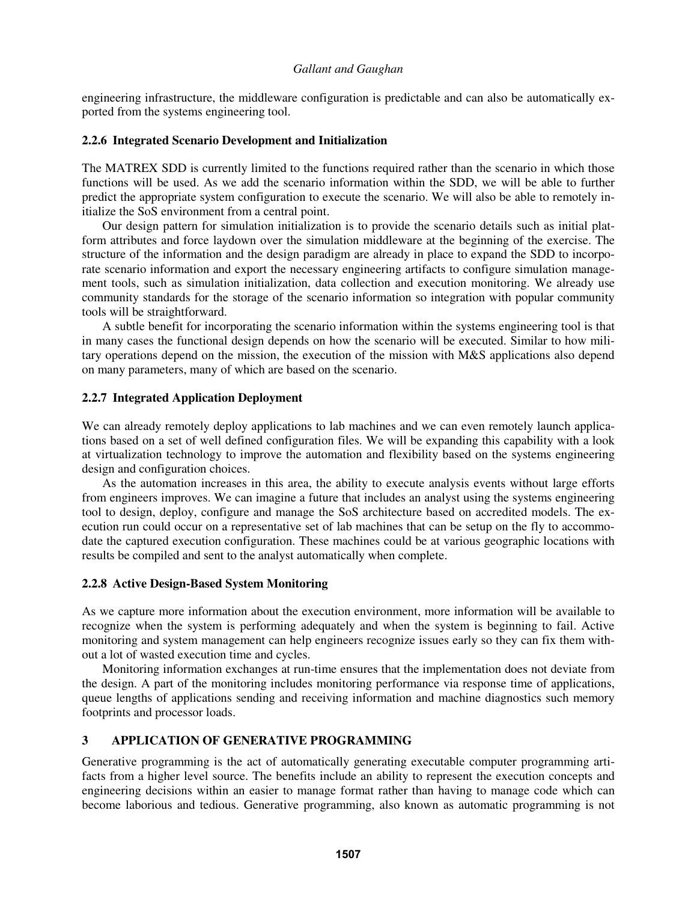engineering infrastructure, the middleware configuration is predictable and can also be automatically exported from the systems engineering tool.

### 2.2.6 Integrated Scenario Development and Initialization

The MATREX SDD is currently limited to the functions required rather than the scenario in which those functions will be used. As we add the scenario information within the SDD, we will be able to further predict the appropriate system configuration to execute the scenario. We will also be able to remotely initialize the SoS environment from a central point.

Our design pattern for simulation initialization is to provide the scenario details such as initial platform attributes and force laydown over the simulation middleware at the beginning of the exercise. The structure of the information and the design paradigm are already in place to expand the SDD to incorporate scenario information and export the necessary engineering artifacts to configure simulation management tools, such as simulation initialization, data collection and execution monitoring. We already use community standards for the storage of the scenario information so integration with popular community tools will be straightforward.

A subtle benefit for incorporating the scenario information within the systems engineering tool is that in many cases the functional design depends on how the scenario will be executed. Similar to how military operations depend on the mission, the execution of the mission with M&S applications also depend on many parameters, many of which are based on the scenario.

### 2.2.7 Integrated Application Deployment

We can already remotely deploy applications to lab machines and we can even remotely launch applications based on a set of well defined configuration files. We will be expanding this capability with a look at virtualization technology to improve the automation and flexibility based on the systems engineering design and configuration choices.

As the automation increases in this area, the ability to execute analysis events without large efforts from engineers improves. We can imagine a future that includes an analyst using the systems engineering tool to design, deploy, configure and manage the SoS architecture based on accredited models. The execution run could occur on a representative set of lab machines that can be setup on the fly to accommodate the captured execution configuration. These machines could be at various geographic locations with results be compiled and sent to the analyst automatically when complete.

### 2.2.8 Active Design-Based System Monitoring

As we capture more information about the execution environment, more information will be available to recognize when the system is performing adequately and when the system is beginning to fail. Active monitoring and system management can help engineers recognize issues early so they can fix them without a lot of wasted execution time and cycles.

Monitoring information exchanges at run-time ensures that the implementation does not deviate from the design. A part of the monitoring includes monitoring performance via response time of applications, queue lengths of applications sending and receiving information and machine diagnostics such memory footprints and processor loads.

## 3 APPLICATION OF GENERATIVE PROGRAMMING

Generative programming is the act of automatically generating executable computer programming artifacts from a higher level source. The benefits include an ability to represent the execution concepts and engineering decisions within an easier to manage format rather than having to manage code which can become laborious and tedious. Generative programming, also known as automatic programming is not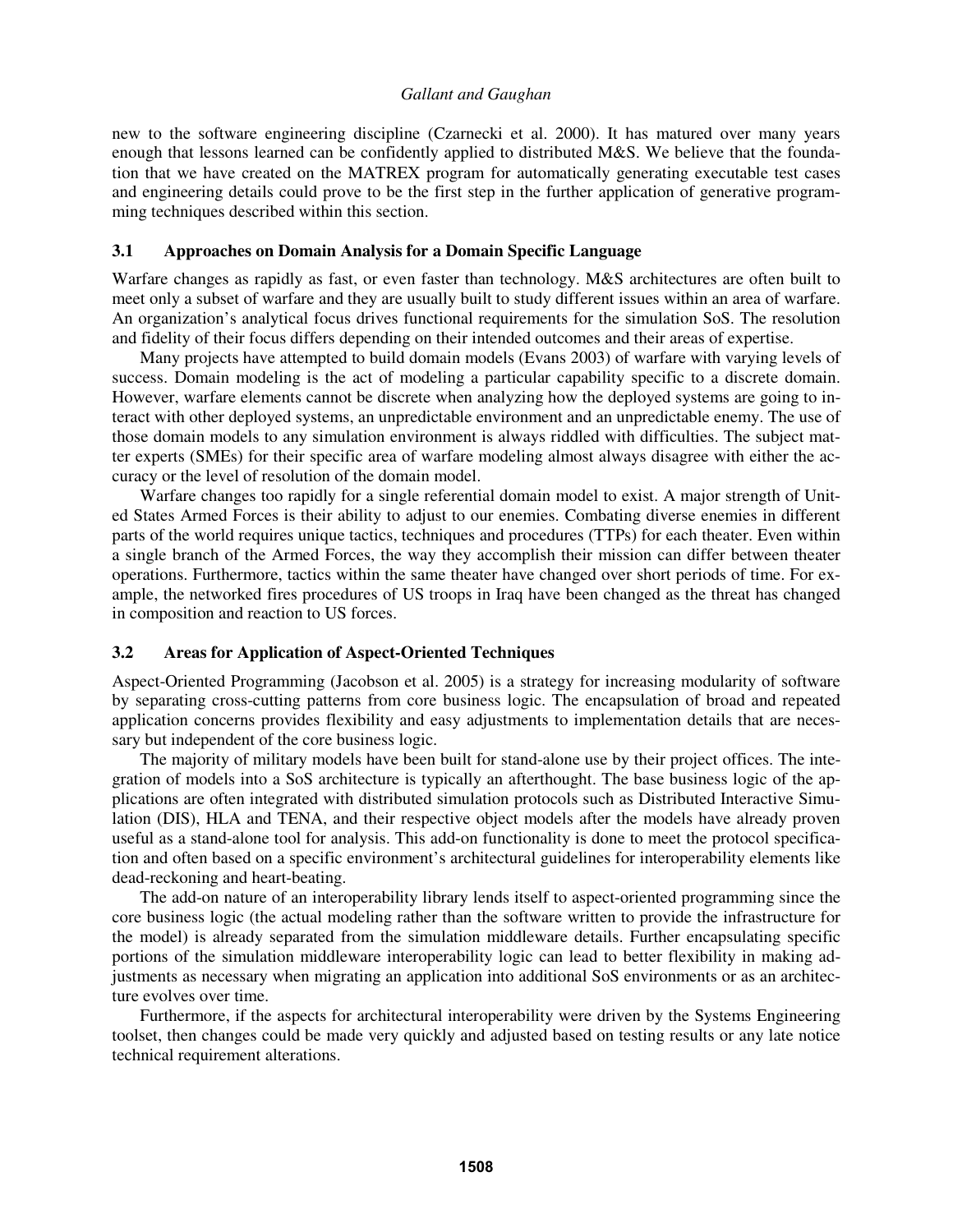new to the software engineering discipline (Czarnecki et al. 2000). It has matured over many years enough that lessons learned can be confidently applied to distributed M&S. We believe that the foundation that we have created on the MATREX program for automatically generating executable test cases and engineering details could prove to be the first step in the further application of generative programming techniques described within this section.

### 3.1 Approaches on Domain Analysis for a Domain Specific Language

Warfare changes as rapidly as fast, or even faster than technology. M&S architectures are often built to meet only a subset of warfare and they are usually built to study different issues within an area of warfare. An organization's analytical focus drives functional requirements for the simulation SoS. The resolution and fidelity of their focus differs depending on their intended outcomes and their areas of expertise.

Many projects have attempted to build domain models (Evans 2003) of warfare with varying levels of success. Domain modeling is the act of modeling a particular capability specific to a discrete domain. However, warfare elements cannot be discrete when analyzing how the deployed systems are going to interact with other deployed systems, an unpredictable environment and an unpredictable enemy. The use of those domain models to any simulation environment is always riddled with difficulties. The subject matter experts (SMEs) for their specific area of warfare modeling almost always disagree with either the accuracy or the level of resolution of the domain model.

Warfare changes too rapidly for a single referential domain model to exist. A major strength of United States Armed Forces is their ability to adjust to our enemies. Combating diverse enemies in different parts of the world requires unique tactics, techniques and procedures (TTPs) for each theater. Even within a single branch of the Armed Forces, the way they accomplish their mission can differ between theater operations. Furthermore, tactics within the same theater have changed over short periods of time. For example, the networked fires procedures of US troops in Iraq have been changed as the threat has changed in composition and reaction to US forces.

### 3.2 Areas for Application of Aspect-Oriented Techniques

Aspect-Oriented Programming (Jacobson et al. 2005) is a strategy for increasing modularity of software by separating cross-cutting patterns from core business logic. The encapsulation of broad and repeated application concerns provides flexibility and easy adjustments to implementation details that are necessary but independent of the core business logic.

The majority of military models have been built for stand-alone use by their project offices. The integration of models into a SoS architecture is typically an afterthought. The base business logic of the applications are often integrated with distributed simulation protocols such as Distributed Interactive Simulation (DIS), HLA and TENA, and their respective object models after the models have already proven useful as a stand-alone tool for analysis. This add-on functionality is done to meet the protocol specification and often based on a specific environment's architectural guidelines for interoperability elements like dead-reckoning and heart-beating.

The add-on nature of an interoperability library lends itself to aspect-oriented programming since the core business logic (the actual modeling rather than the software written to provide the infrastructure for the model) is already separated from the simulation middleware details. Further encapsulating specific portions of the simulation middleware interoperability logic can lead to better flexibility in making adjustments as necessary when migrating an application into additional SoS environments or as an architecture evolves over time.

Furthermore, if the aspects for architectural interoperability were driven by the Systems Engineering toolset, then changes could be made very quickly and adjusted based on testing results or any late notice technical requirement alterations.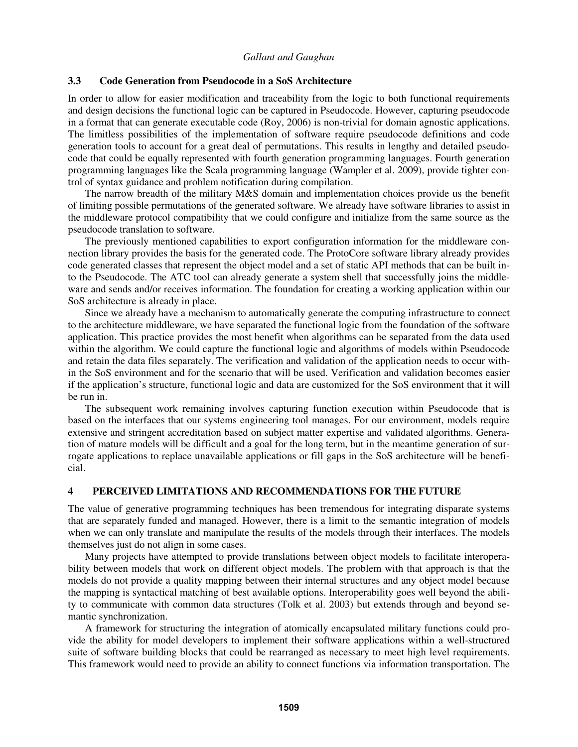### 3.3 Code Generation from Pseudocode in a SoS Architecture

In order to allow for easier modification and traceability from the logic to both functional requirements and design decisions the functional logic can be captured in Pseudocode. However, capturing pseudocode in a format that can generate executable code (Roy, 2006) is non-trivial for domain agnostic applications. The limitless possibilities of the implementation of software require pseudocode definitions and code generation tools to account for a great deal of permutations. This results in lengthy and detailed pseudocode that could be equally represented with fourth generation programming languages. Fourth generation programming languages like the Scala programming language (Wampler et al. 2009), provide tighter control of syntax guidance and problem notification during compilation.

The narrow breadth of the military M&S domain and implementation choices provide us the benefit of limiting possible permutations of the generated software. We already have software libraries to assist in the middleware protocol compatibility that we could configure and initialize from the same source as the pseudocode translation to software.

The previously mentioned capabilities to export configuration information for the middleware connection library provides the basis for the generated code. The ProtoCore software library already provides code generated classes that represent the object model and a set of static API methods that can be built into the Pseudocode. The ATC tool can already generate a system shell that successfully joins the middleware and sends and/or receives information. The foundation for creating a working application within our SoS architecture is already in place.

Since we already have a mechanism to automatically generate the computing infrastructure to connect to the architecture middleware, we have separated the functional logic from the foundation of the software application. This practice provides the most benefit when algorithms can be separated from the data used within the algorithm. We could capture the functional logic and algorithms of models within Pseudocode and retain the data files separately. The verification and validation of the application needs to occur within the SoS environment and for the scenario that will be used. Verification and validation becomes easier if the application's structure, functional logic and data are customized for the SoS environment that it will be run in.

The subsequent work remaining involves capturing function execution within Pseudocode that is based on the interfaces that our systems engineering tool manages. For our environment, models require extensive and stringent accreditation based on subject matter expertise and validated algorithms. Generation of mature models will be difficult and a goal for the long term, but in the meantime generation of surrogate applications to replace unavailable applications or fill gaps in the SoS architecture will be beneficial.

## 4 PERCEIVED LIMITATIONS AND RECOMMENDATIONS FOR THE FUTURE

The value of generative programming techniques has been tremendous for integrating disparate systems that are separately funded and managed. However, there is a limit to the semantic integration of models when we can only translate and manipulate the results of the models through their interfaces. The models themselves just do not align in some cases.

Many projects have attempted to provide translations between object models to facilitate interoperability between models that work on different object models. The problem with that approach is that the models do not provide a quality mapping between their internal structures and any object model because the mapping is syntactical matching of best available options. Interoperability goes well beyond the ability to communicate with common data structures (Tolk et al. 2003) but extends through and beyond semantic synchronization.

A framework for structuring the integration of atomically encapsulated military functions could provide the ability for model developers to implement their software applications within a well-structured suite of software building blocks that could be rearranged as necessary to meet high level requirements. This framework would need to provide an ability to connect functions via information transportation. The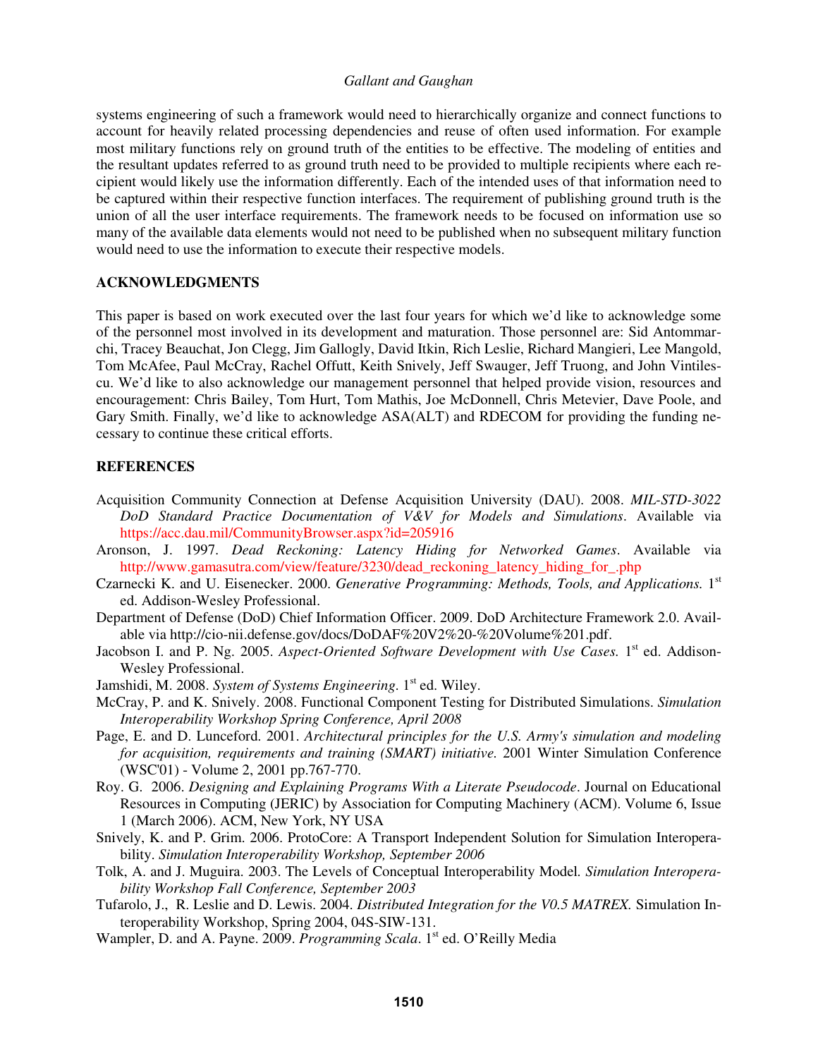systems engineering of such a framework would need to hierarchically organize and connect functions to account for heavily related processing dependencies and reuse of often used information. For example most military functions rely on ground truth of the entities to be effective. The modeling of entities and the resultant updates referred to as ground truth need to be provided to multiple recipients where each recipient would likely use the information differently. Each of the intended uses of that information need to be captured within their respective function interfaces. The requirement of publishing ground truth is the union of all the user interface requirements. The framework needs to be focused on information use so many of the available data elements would not need to be published when no subsequent military function would need to use the information to execute their respective models.

## ACKNOWLEDGMENTS

This paper is based on work executed over the last four years for which we'd like to acknowledge some of the personnel most involved in its development and maturation. Those personnel are: Sid Antommarchi, Tracey Beauchat, Jon Clegg, Jim Gallogly, David Itkin, Rich Leslie, Richard Mangieri, Lee Mangold, Tom McAfee, Paul McCray, Rachel Offutt, Keith Snively, Jeff Swauger, Jeff Truong, and John Vintilescu. We'd like to also acknowledge our management personnel that helped provide vision, resources and encouragement: Chris Bailey, Tom Hurt, Tom Mathis, Joe McDonnell, Chris Metevier, Dave Poole, and Gary Smith. Finally, we'd like to acknowledge ASA(ALT) and RDECOM for providing the funding necessary to continue these critical efforts.

## REFERENCES

Acquisition Community Connection at Defense Acquisition University (DAU). 2008. *MIL-STD-3022 DoD Standard Practice Documentation of V&V for Models and Simulations*. Available via https://acc.dau.mil/CommunityBrowser.aspx?id=205916

Aronson, J. 1997. *Dead Reckoning: Latency Hiding for Networked Games*. Available via http://www.gamasutra.com/view/feature/3230/dead_reckoning_latency_hiding_for_.php

Czarnecki K. and U. Eisenecker. 2000. *Generative Programming: Methods, Tools, and Applications.* 1st ed. Addison-Wesley Professional.

Department of Defense (DoD) Chief Information Officer. 2009. DoD Architecture Framework 2.0. Available via http://cio-nii.defense.gov/docs/DoDAF%20V2%20-%20Volume%201.pdf.

Jacobson I. and P. Ng. 2005. *Aspect-Oriented Software Development with Use Cases.* 1st ed. Addison-Wesley Professional.

Jamshidi, M. 2008. *System of Systems Engineering*. 1st ed. Wiley.

McCray, P. and K. Snively. 2008. Functional Component Testing for Distributed Simulations. *Simulation Interoperability Workshop Spring Conference, April 2008*

Page, E. and D. Lunceford. 2001. *Architectural principles for the U.S. Army's simulation and modeling for acquisition, requirements and training (SMART) initiative.* 2001 Winter Simulation Conference (WSC'01) - Volume 2, 2001 pp.767-770.

Roy. G. 2006. *Designing and Explaining Programs With a Literate Pseudocode*. Journal on Educational Resources in Computing (JERIC) by Association for Computing Machinery (ACM). Volume 6, Issue 1 (March 2006). ACM, New York, NY USA

Snively, K. and P. Grim. 2006. ProtoCore: A Transport Independent Solution for Simulation Interoperability. *Simulation Interoperability Workshop, September 2006*

Tolk, A. and J. Muguira. 2003. The Levels of Conceptual Interoperability Model. *Simulation Interoperability Workshop Fall Conference, September 2003*

Tufarolo, J., R. Leslie and D. Lewis. 2004. *Distributed Integration for the V0.5 MATREX.* Simulation Interoperability Workshop, Spring 2004, 04S-SIW-131.

Wampler, D. and A. Payne. 2009. *Programming Scala*. 1st ed. O'Reilly Media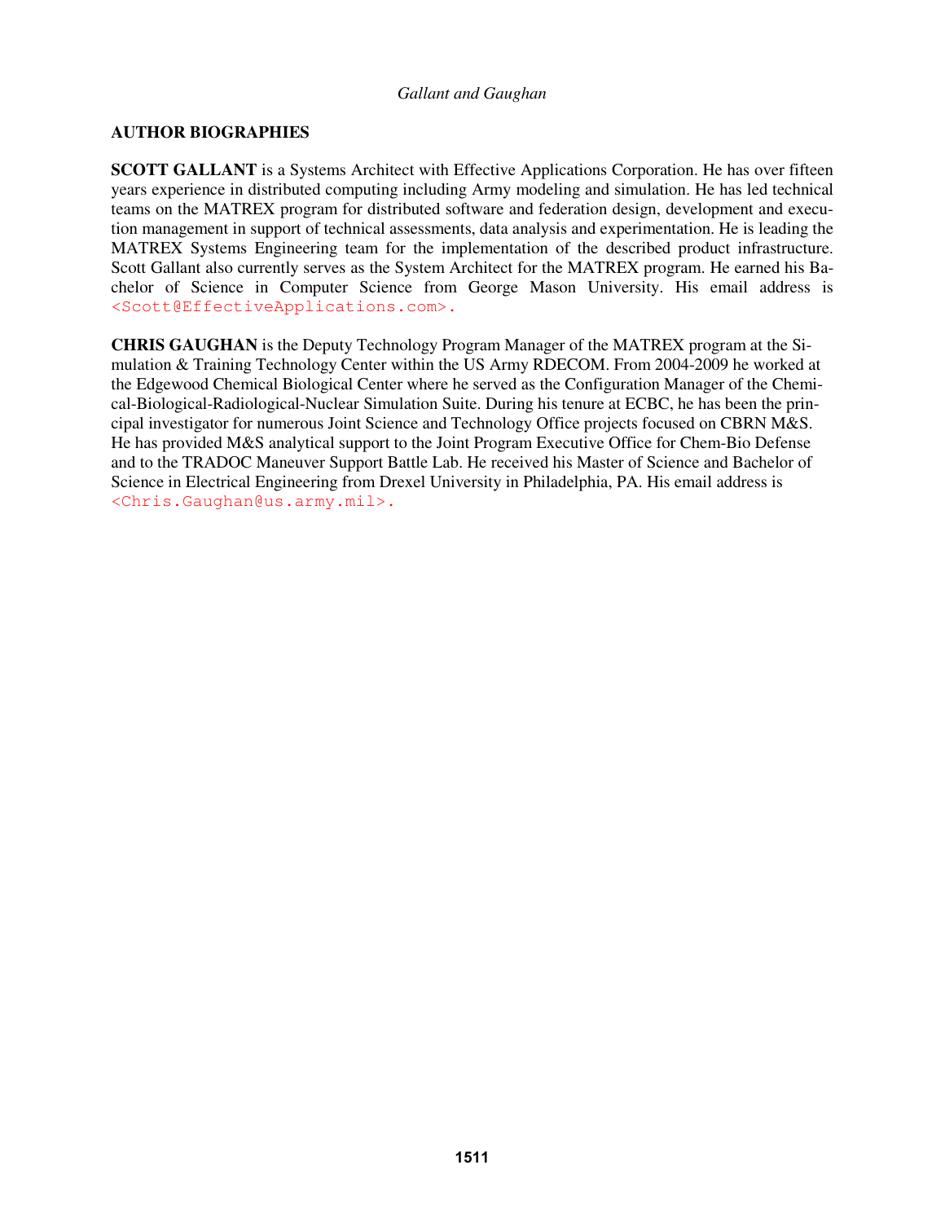## AUTHOR BIOGRAPHIES

**SCOTT GALLANT** is a Systems Architect with Effective Applications Corporation. He has over fifteen years experience in distributed computing including Army modeling and simulation. He has led technical teams on the MATREX program for distributed software and federation design, development and execution management in support of technical assessments, data analysis and experimentation. He is leading the MATREX Systems Engineering team for the implementation of the described product infrastructure. Scott Gallant also currently serves as the System Architect for the MATREX program. He earned his Bachelor of Science in Computer Science from George Mason University. His email address is <Scott@EffectiveApplications.com>.

**CHRIS GAUGHAN** is the Deputy Technology Program Manager of the MATREX program at the Simulation & Training Technology Center within the US Army RDECOM. From 2004-2009 he worked at the Edgewood Chemical Biological Center where he served as the Configuration Manager of the Chemical-Biological-Radiological-Nuclear Simulation Suite. During his tenure at ECBC, he has been the principal investigator for numerous Joint Science and Technology Office projects focused on CBRN M&S. He has provided M&S analytical support to the Joint Program Executive Office for Chem-Bio Defense and to the TRADOC Maneuver Support Battle Lab. He received his Master of Science and Bachelor of Science in Electrical Engineering from Drexel University in Philadelphia, PA. His email address is <Chris.Gaughan@us.army.mil>.